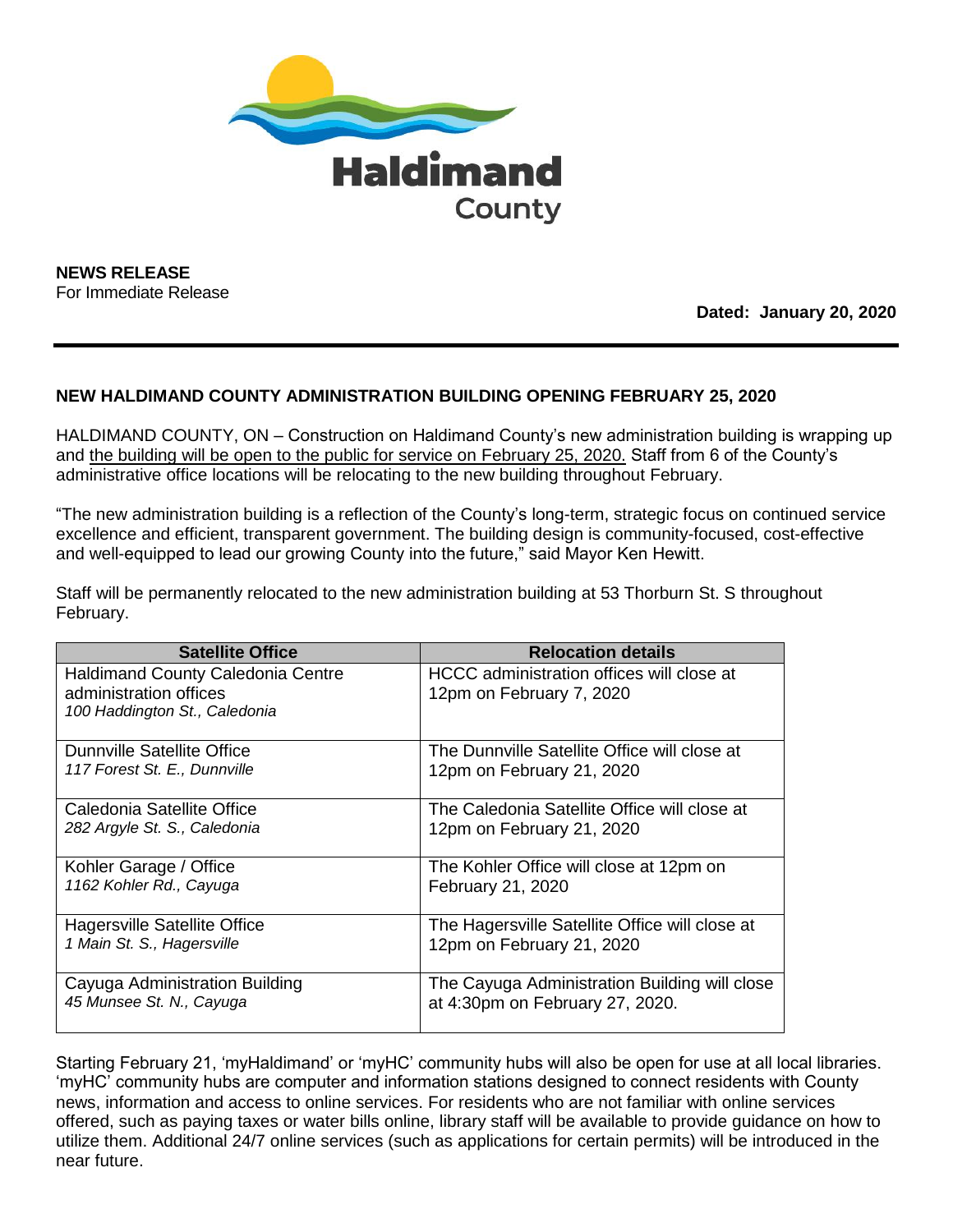Haldimand County

**NEWS RELEASE**
For Immediate Release

**Dated: January 20, 2020**

---

## NEW HALDIMAND COUNTY ADMINISTRATION BUILDING OPENING FEBRUARY 25, 2020

HALDIMAND COUNTY, ON – Construction on Haldimand County's new administration building is wrapping up and the building will be open to the public for service on February 25, 2020. Staff from 6 of the County's administrative office locations will be relocating to the new building throughout February.

"The new administration building is a reflection of the County's long-term, strategic focus on continued service excellence and efficient, transparent government. The building design is community-focused, cost-effective and well-equipped to lead our growing County into the future," said Mayor Ken Hewitt.

Staff will be permanently relocated to the new administration building at 53 Thorburn St. S throughout February.

| Satellite Office | Relocation details |
|---|---|
| Haldimand County Caledonia Centre administration offices<br>*100 Haddington St., Caledonia* | HCCC administration offices will close at 12pm on February 7, 2020 |
| Dunnville Satellite Office<br>*117 Forest St. E., Dunnville* | The Dunnville Satellite Office will close at 12pm on February 21, 2020 |
| Caledonia Satellite Office<br>*282 Argyle St. S., Caledonia* | The Caledonia Satellite Office will close at 12pm on February 21, 2020 |
| Kohler Garage / Office<br>*1162 Kohler Rd., Cayuga* | The Kohler Office will close at 12pm on February 21, 2020 |
| Hagersville Satellite Office<br>*1 Main St. S., Hagersville* | The Hagersville Satellite Office will close at 12pm on February 21, 2020 |
| Cayuga Administration Building<br>*45 Munsee St. N., Cayuga* | The Cayuga Administration Building will close at 4:30pm on February 27, 2020. |

Starting February 21, 'myHaldimand' or 'myHC' community hubs will also be open for use at all local libraries. 'myHC' community hubs are computer and information stations designed to connect residents with County news, information and access to online services. For residents who are not familiar with online services offered, such as paying taxes or water bills online, library staff will be available to provide guidance on how to utilize them. Additional 24/7 online services (such as applications for certain permits) will be introduced in the near future.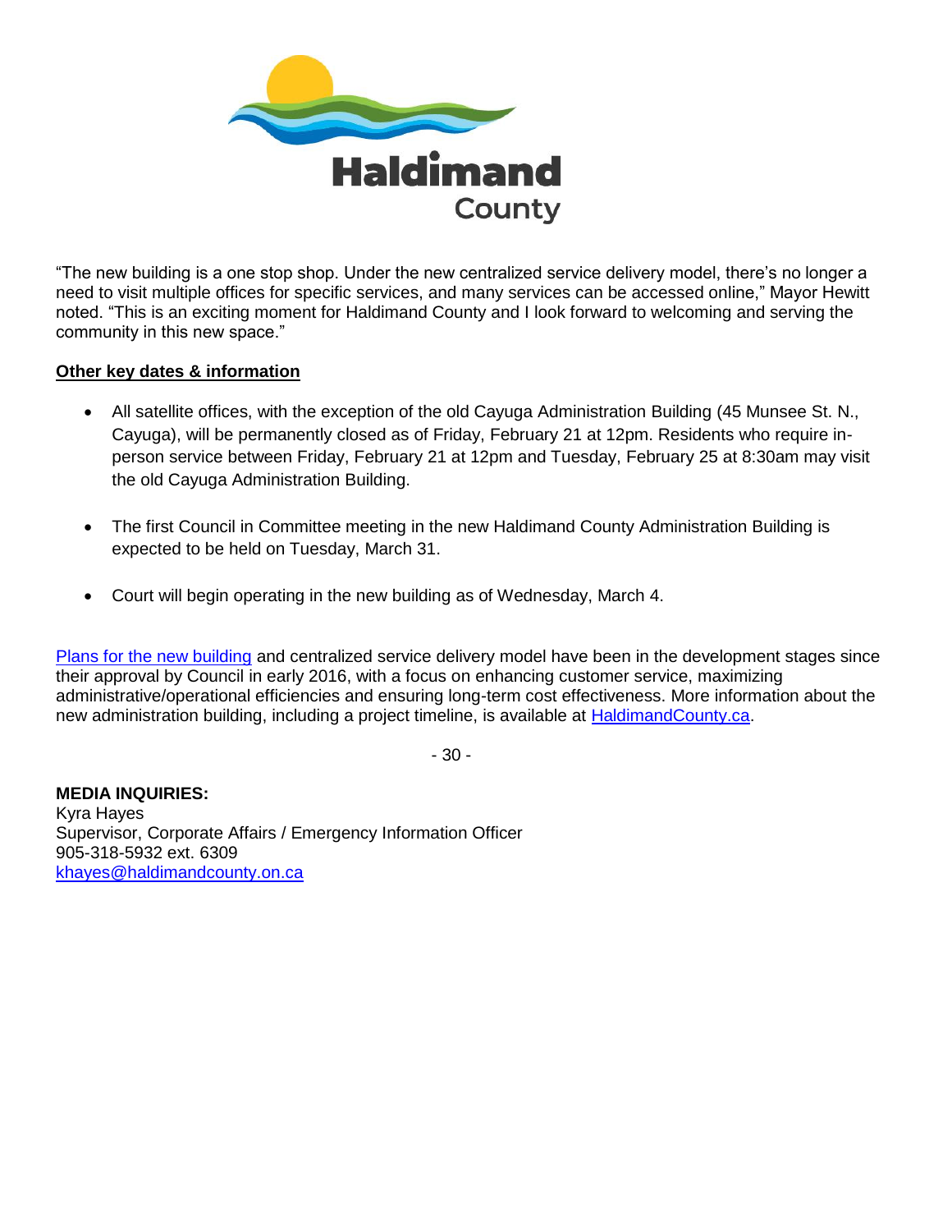"The new building is a one stop shop. Under the new centralized service delivery model, there's no longer a need to visit multiple offices for specific services, and many services can be accessed online," Mayor Hewitt noted. "This is an exciting moment for Haldimand County and I look forward to welcoming and serving the community in this new space."

**Other key dates & information**

- All satellite offices, with the exception of the old Cayuga Administration Building (45 Munsee St. N., Cayuga), will be permanently closed as of Friday, February 21 at 12pm. Residents who require in-person service between Friday, February 21 at 12pm and Tuesday, February 25 at 8:30am may visit the old Cayuga Administration Building.

- The first Council in Committee meeting in the new Haldimand County Administration Building is expected to be held on Tuesday, March 31.

- Court will begin operating in the new building as of Wednesday, March 4.

Plans for the new building and centralized service delivery model have been in the development stages since their approval by Council in early 2016, with a focus on enhancing customer service, maximizing administrative/operational efficiencies and ensuring long-term cost effectiveness. More information about the new administration building, including a project timeline, is available at HaldimandCounty.ca.

- 30 -

**MEDIA INQUIRIES:**
Kyra Hayes
Supervisor, Corporate Affairs / Emergency Information Officer
905-318-5932 ext. 6309
khayes@haldimandcounty.on.ca